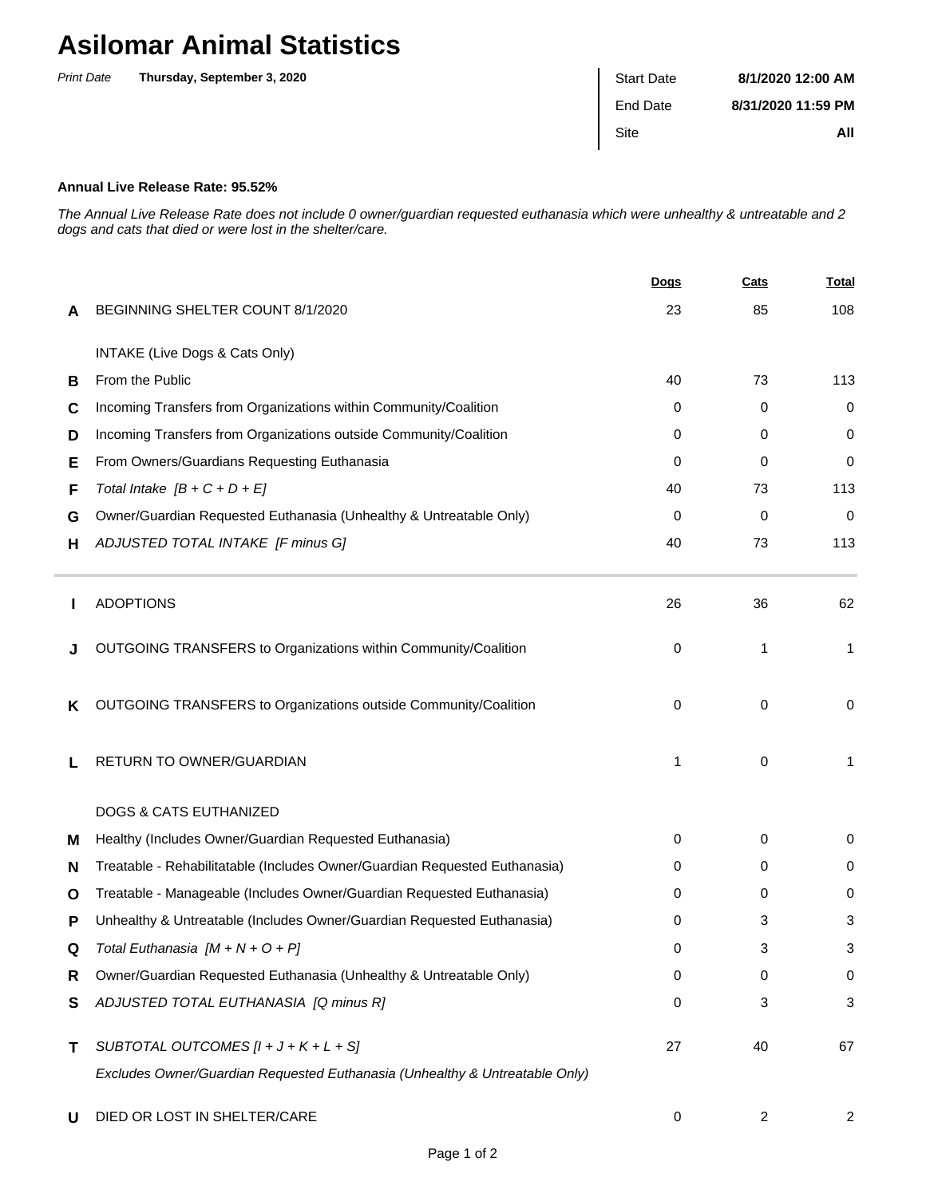# Asilomar Animal Statistics

*Print Date* **Thursday, September 3, 2020**

| | |
|---|---|
| Start Date | **8/1/2020 12:00 AM** |
| End Date | **8/31/2020 11:59 PM** |
| Site | **All** |

**Annual Live Release Rate: 95.52%**

*The Annual Live Release Rate does not include 0 owner/guardian requested euthanasia which were unhealthy & untreatable and 2 dogs and cats that died or were lost in the shelter/care.*

| | | Dogs | Cats | Total |
|---|---|---|---|---|
| **A** | BEGINNING SHELTER COUNT 8/1/2020 | 23 | 85 | 108 |
| | INTAKE (Live Dogs & Cats Only) | | | |
| **B** | From the Public | 40 | 73 | 113 |
| **C** | Incoming Transfers from Organizations within Community/Coalition | 0 | 0 | 0 |
| **D** | Incoming Transfers from Organizations outside Community/Coalition | 0 | 0 | 0 |
| **E** | From Owners/Guardians Requesting Euthanasia | 0 | 0 | 0 |
| **F** | *Total Intake [B + C + D + E]* | 40 | 73 | 113 |
| **G** | Owner/Guardian Requested Euthanasia (Unhealthy & Untreatable Only) | 0 | 0 | 0 |
| **H** | *ADJUSTED TOTAL INTAKE [F minus G]* | 40 | 73 | 113 |
| **I** | ADOPTIONS | 26 | 36 | 62 |
| **J** | OUTGOING TRANSFERS to Organizations within Community/Coalition | 0 | 1 | 1 |
| **K** | OUTGOING TRANSFERS to Organizations outside Community/Coalition | 0 | 0 | 0 |
| **L** | RETURN TO OWNER/GUARDIAN | 1 | 0 | 1 |
| | DOGS & CATS EUTHANIZED | | | |
| **M** | Healthy (Includes Owner/Guardian Requested Euthanasia) | 0 | 0 | 0 |
| **N** | Treatable - Rehabilitatable (Includes Owner/Guardian Requested Euthanasia) | 0 | 0 | 0 |
| **O** | Treatable - Manageable (Includes Owner/Guardian Requested Euthanasia) | 0 | 0 | 0 |
| **P** | Unhealthy & Untreatable (Includes Owner/Guardian Requested Euthanasia) | 0 | 3 | 3 |
| **Q** | *Total Euthanasia [M + N + O + P]* | 0 | 3 | 3 |
| **R** | Owner/Guardian Requested Euthanasia (Unhealthy & Untreatable Only) | 0 | 0 | 0 |
| **S** | *ADJUSTED TOTAL EUTHANASIA [Q minus R]* | 0 | 3 | 3 |
| **T** | *SUBTOTAL OUTCOMES [I + J + K + L + S]* <br> *Excludes Owner/Guardian Requested Euthanasia (Unhealthy & Untreatable Only)* | 27 | 40 | 67 |
| **U** | DIED OR LOST IN SHELTER/CARE | 0 | 2 | 2 |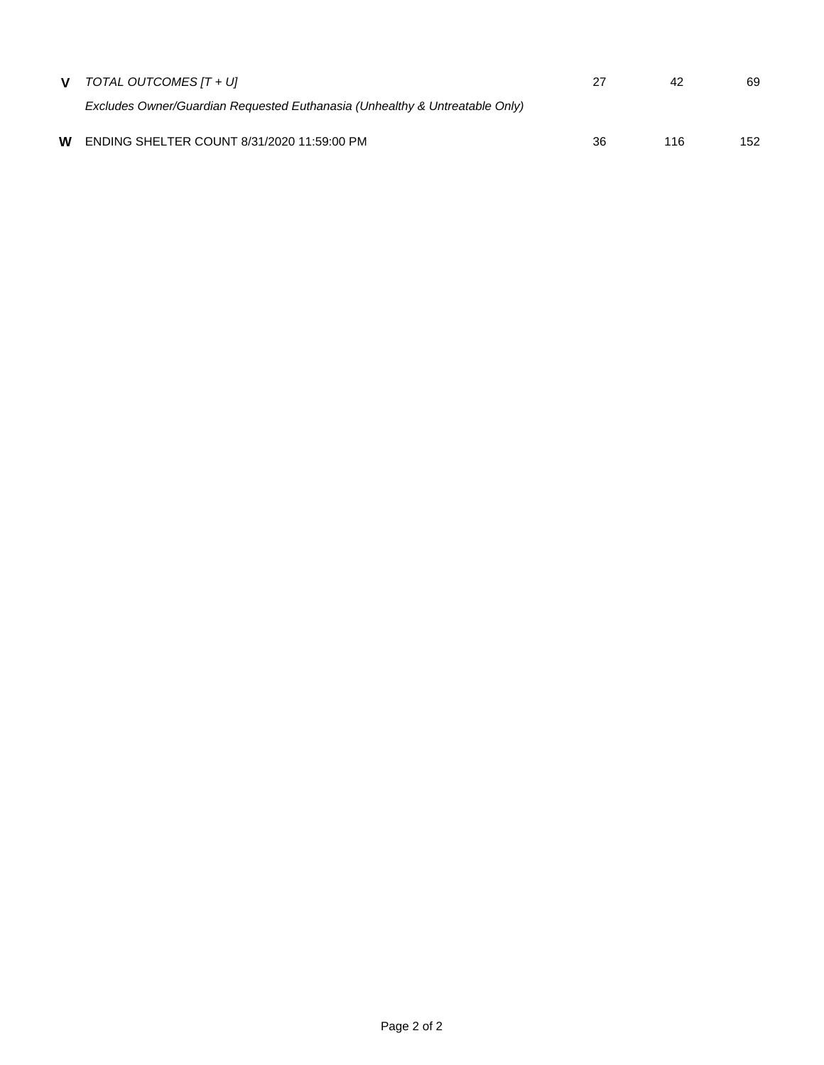| | | | | |
|---|---|---|---|---|
| **V** | *TOTAL OUTCOMES [T + U]* | 27 | 42 | 69 |
| | *Excludes Owner/Guardian Requested Euthanasia (Unhealthy & Untreatable Only)* | | | |
| **W** | ENDING SHELTER COUNT 8/31/2020 11:59:00 PM | 36 | 116 | 152 |